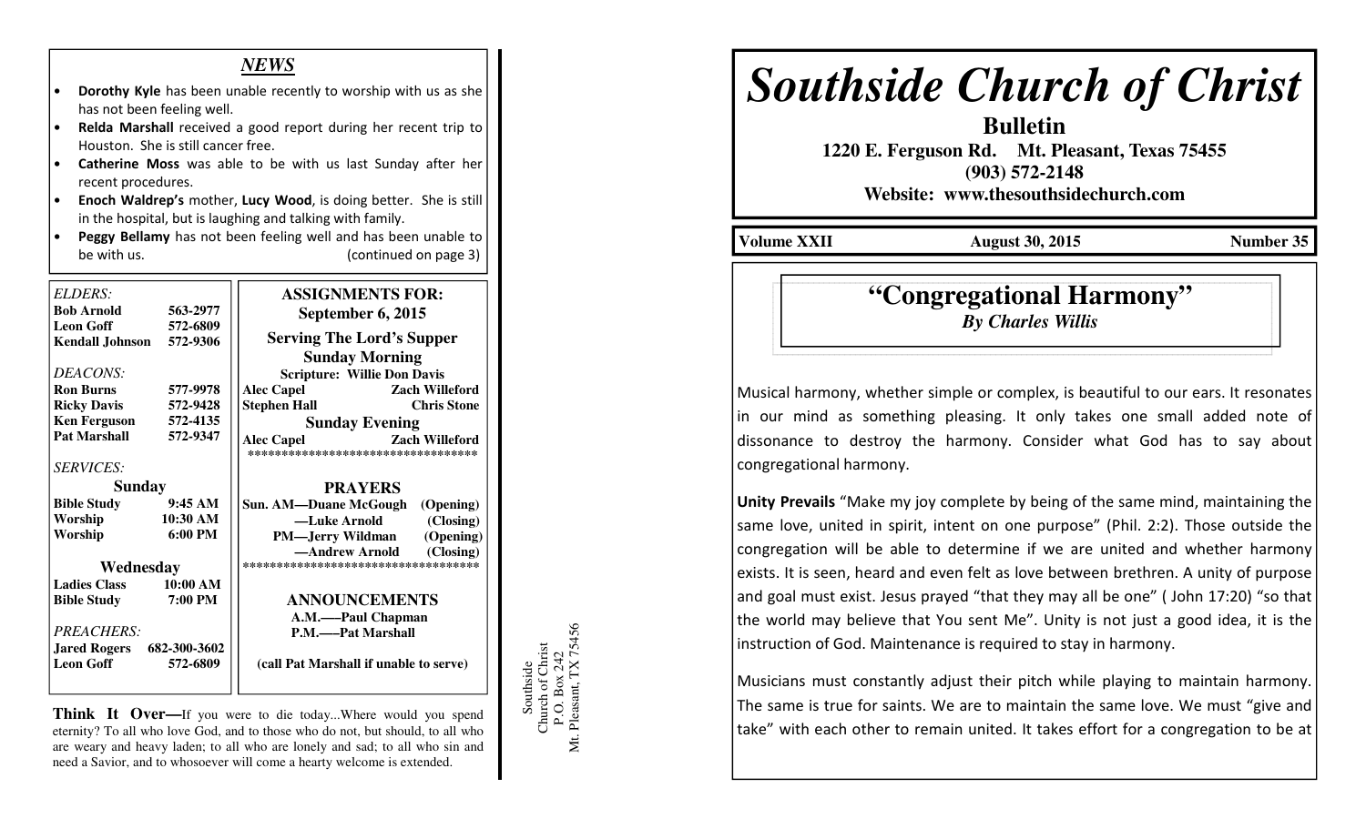## *NEWS*

- **Dorothy Kyle** has been unable recently to worship with us as she has not been feeling well.
- **Relda Marshall** received a good report during her recent trip to Houston. She is still cancer free.
- **Catherine Moss** was able to be with us last Sunday after her recent procedures.
- **Enoch Waldrep's** mother, **Lucy Wood**, is doing better. She is still in the hospital, but is laughing and talking with family.
- **Peggy Bellamy** has not been feeling well and has been unable to be with us. (continued on page 3)

*ELDERS:*

| | |
|---|---|
| **Bob Arnold** | **563-2977** |
| **Leon Goff** | **572-6809** |
| **Kendall Johnson** | **572-9306** |

*DEACONS:*

| | |
|---|---|
| **Ron Burns** | **577-9978** |
| **Ricky Davis** | **572-9428** |
| **Ken Ferguson** | **572-4135** |
| **Pat Marshall** | **572-9347** |

*SERVICES:*

**Sunday**

| | |
|---|---|
| **Bible Study** | **9:45 AM** |
| **Worship** | **10:30 AM** |
| **Worship** | **6:00 PM** |

**Wednesday**

| | |
|---|---|
| **Ladies Class** | **10:00 AM** |
| **Bible Study** | **7:00 PM** |

*PREACHERS:*

| | |
|---|---|
| **Jared Rogers** | **682-300-3602** |
| **Leon Goff** | **572-6809** |

**ASSIGNMENTS FOR: September 6, 2015**

**Serving The Lord's Supper**

**Sunday Morning**

**Scripture: Willie Don Davis**

| | |
|---|---|
| **Alec Capel** | **Zach Willeford** |
| **Stephen Hall** | **Chris Stone** |

**Sunday Evening**

| | |
|---|---|
| **Alec Capel** | **Zach Willeford** |

**PRAYERS**

**Sun. AM—Duane McGough (Opening)**
**—Luke Arnold (Closing)**
**PM—Jerry Wildman (Opening)**
**—Andrew Arnold (Closing)**

**ANNOUNCEMENTS**

**A.M.—–Paul Chapman**
**P.M.—–Pat Marshall**

**(call Pat Marshall if unable to serve)**

**Think It Over—**If you were to die today...Where would you spend eternity? To all who love God, and to those who do not, but should, to all who are weary and heavy laden; to all who are lonely and sad; to all who sin and need a Savior, and to whosoever will come a hearty welcome is extended.

Southside
Church of Christ
P.O. Box 242
Mt. Pleasant, TX 75456

# *Southside Church of Christ*

**Bulletin**

**1220 E. Ferguson Rd. Mt. Pleasant, Texas 75455**
**(903) 572-2148**
**Website: www.thesouthsidechurch.com**

**Volume XXII — August 30, 2015 — Number 35**

## "Congregational Harmony"

***By Charles Willis***

Musical harmony, whether simple or complex, is beautiful to our ears. It resonates in our mind as something pleasing. It only takes one small added note of dissonance to destroy the harmony. Consider what God has to say about congregational harmony.

**Unity Prevails** "Make my joy complete by being of the same mind, maintaining the same love, united in spirit, intent on one purpose" (Phil. 2:2). Those outside the congregation will be able to determine if we are united and whether harmony exists. It is seen, heard and even felt as love between brethren. A unity of purpose and goal must exist. Jesus prayed "that they may all be one" ( John 17:20) "so that the world may believe that You sent Me". Unity is not just a good idea, it is the instruction of God. Maintenance is required to stay in harmony.

Musicians must constantly adjust their pitch while playing to maintain harmony. The same is true for saints. We are to maintain the same love. We must "give and take" with each other to remain united. It takes effort for a congregation to be at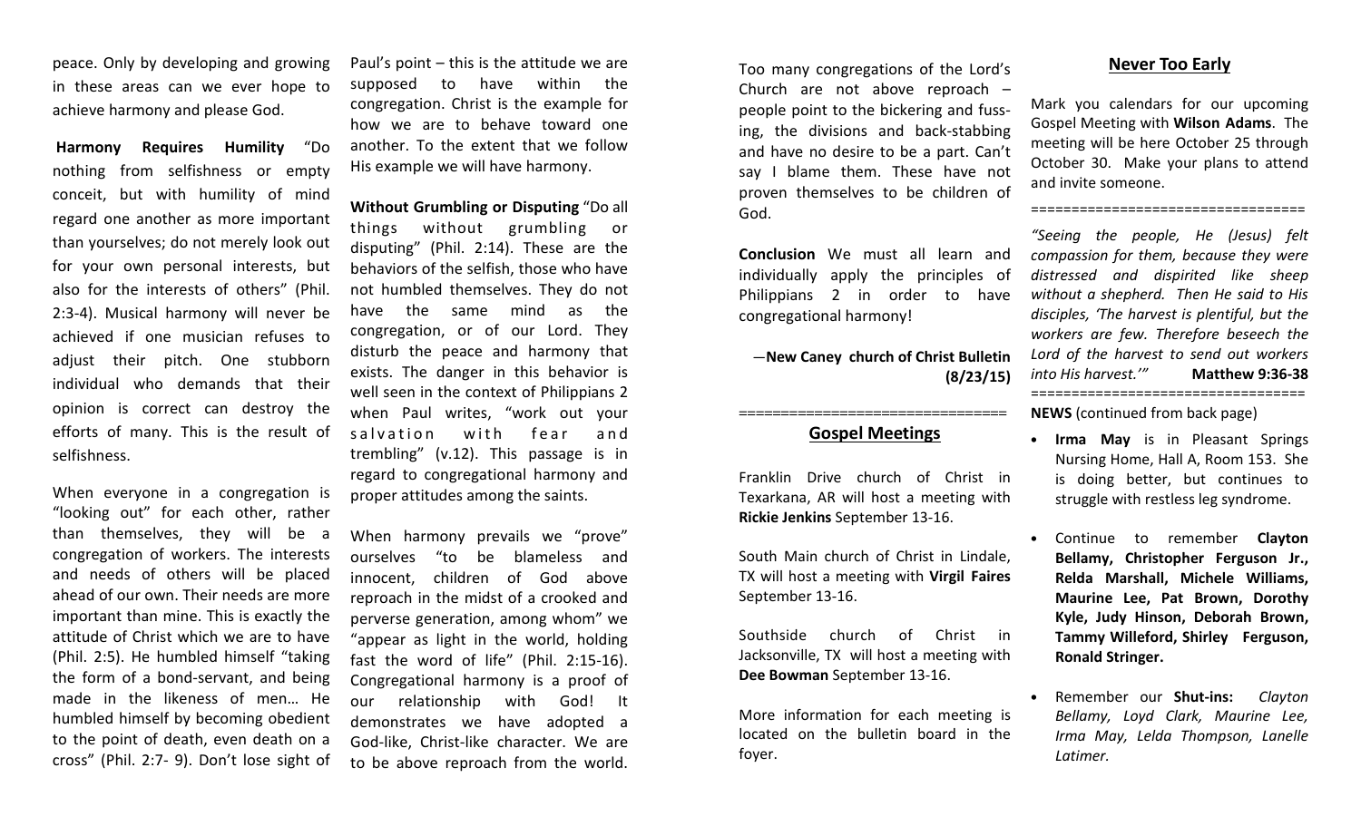peace. Only by developing and growing in these areas can we ever hope to achieve harmony and please God.

**Harmony Requires Humility** "Do nothing from selfishness or empty conceit, but with humility of mind regard one another as more important than yourselves; do not merely look out for your own personal interests, but also for the interests of others" (Phil. 2:3-4). Musical harmony will never be achieved if one musician refuses to adjust their pitch. One stubborn individual who demands that their opinion is correct can destroy the efforts of many. This is the result of selfishness.

When everyone in a congregation is "looking out" for each other, rather than themselves, they will be a congregation of workers. The interests and needs of others will be placed ahead of our own. Their needs are more important than mine. This is exactly the attitude of Christ which we are to have (Phil. 2:5). He humbled himself "taking the form of a bond-servant, and being made in the likeness of men… He humbled himself by becoming obedient to the point of death, even death on a cross" (Phil. 2:7- 9). Don't lose sight of Paul's point – this is the attitude we are supposed to have within the congregation. Christ is the example for how we are to behave toward one another. To the extent that we follow His example we will have harmony.

**Without Grumbling or Disputing** "Do all things without grumbling or disputing" (Phil. 2:14). These are the behaviors of the selfish, those who have not humbled themselves. They do not have the same mind as the congregation, or of our Lord. They disturb the peace and harmony that exists. The danger in this behavior is well seen in the context of Philippians 2 when Paul writes, "work out your salvation with fear and trembling" (v.12). This passage is in regard to congregational harmony and proper attitudes among the saints.

When harmony prevails we "prove" ourselves "to be blameless and innocent, children of God above reproach in the midst of a crooked and perverse generation, among whom" we "appear as light in the world, holding fast the word of life" (Phil. 2:15-16). Congregational harmony is a proof of our relationship with God! It demonstrates we have adopted a God-like, Christ-like character. We are to be above reproach from the world. Too many congregations of the Lord's Church are not above reproach – people point to the bickering and fussing, the divisions and back-stabbing and have no desire to be a part. Can't say I blame them. These have not proven themselves to be children of God.

**Conclusion** We must all learn and individually apply the principles of Philippians 2 in order to have congregational harmony!

—**New Caney church of Christ Bulletin (8/23/15)**

=================================

## Gospel Meetings

Franklin Drive church of Christ in Texarkana, AR will host a meeting with **Rickie Jenkins** September 13-16.

South Main church of Christ in Lindale, TX will host a meeting with **Virgil Faires** September 13-16.

Southside church of Christ in Jacksonville, TX will host a meeting with **Dee Bowman** September 13-16.

More information for each meeting is located on the bulletin board in the foyer.

## Never Too Early

Mark you calendars for our upcoming Gospel Meeting with **Wilson Adams**. The meeting will be here October 25 through October 30. Make your plans to attend and invite someone.

==================================

*"Seeing the people, He (Jesus) felt compassion for them, because they were distressed and dispirited like sheep without a shepherd. Then He said to His disciples, 'The harvest is plentiful, but the workers are few. Therefore beseech the Lord of the harvest to send out workers into His harvest.'"* **Matthew 9:36-38**

==================================

**NEWS** (continued from back page)

- **Irma May** is in Pleasant Springs Nursing Home, Hall A, Room 153. She is doing better, but continues to struggle with restless leg syndrome.
- Continue to remember **Clayton Bellamy, Christopher Ferguson Jr., Relda Marshall, Michele Williams, Maurine Lee, Pat Brown, Dorothy Kyle, Judy Hinson, Deborah Brown, Tammy Willeford, Shirley Ferguson, Ronald Stringer.**
- Remember our **Shut-ins:** *Clayton Bellamy, Loyd Clark, Maurine Lee, Irma May, Lelda Thompson, Lanelle Latimer.*